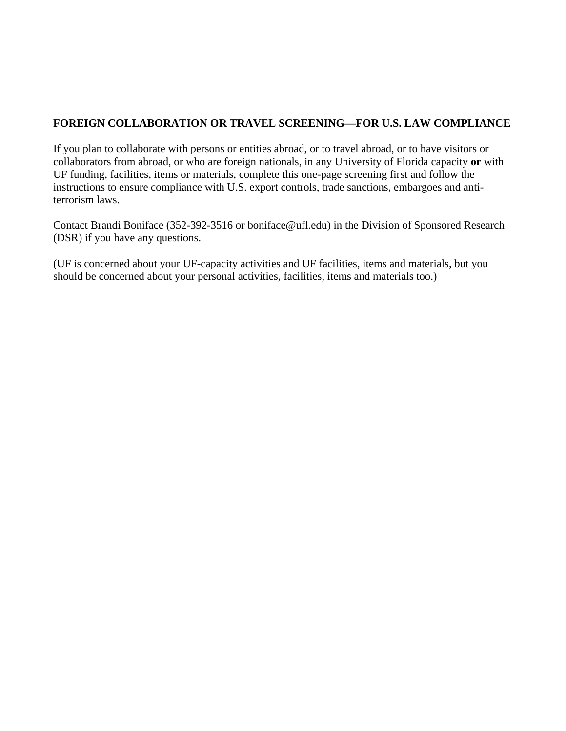**FOREIGN COLLABORATION OR TRAVEL SCREENING—FOR U.S. LAW COMPLIANCE**

If you plan to collaborate with persons or entities abroad, or to travel abroad, or to have visitors or collaborators from abroad, or who are foreign nationals, in any University of Florida capacity **or** with UF funding, facilities, items or materials, complete this one-page screening first and follow the instructions to ensure compliance with U.S. export controls, trade sanctions, embargoes and anti-terrorism laws.

Contact Brandi Boniface (352-392-3516 or boniface@ufl.edu) in the Division of Sponsored Research (DSR) if you have any questions.

(UF is concerned about your UF-capacity activities and UF facilities, items and materials, but you should be concerned about your personal activities, facilities, items and materials too.)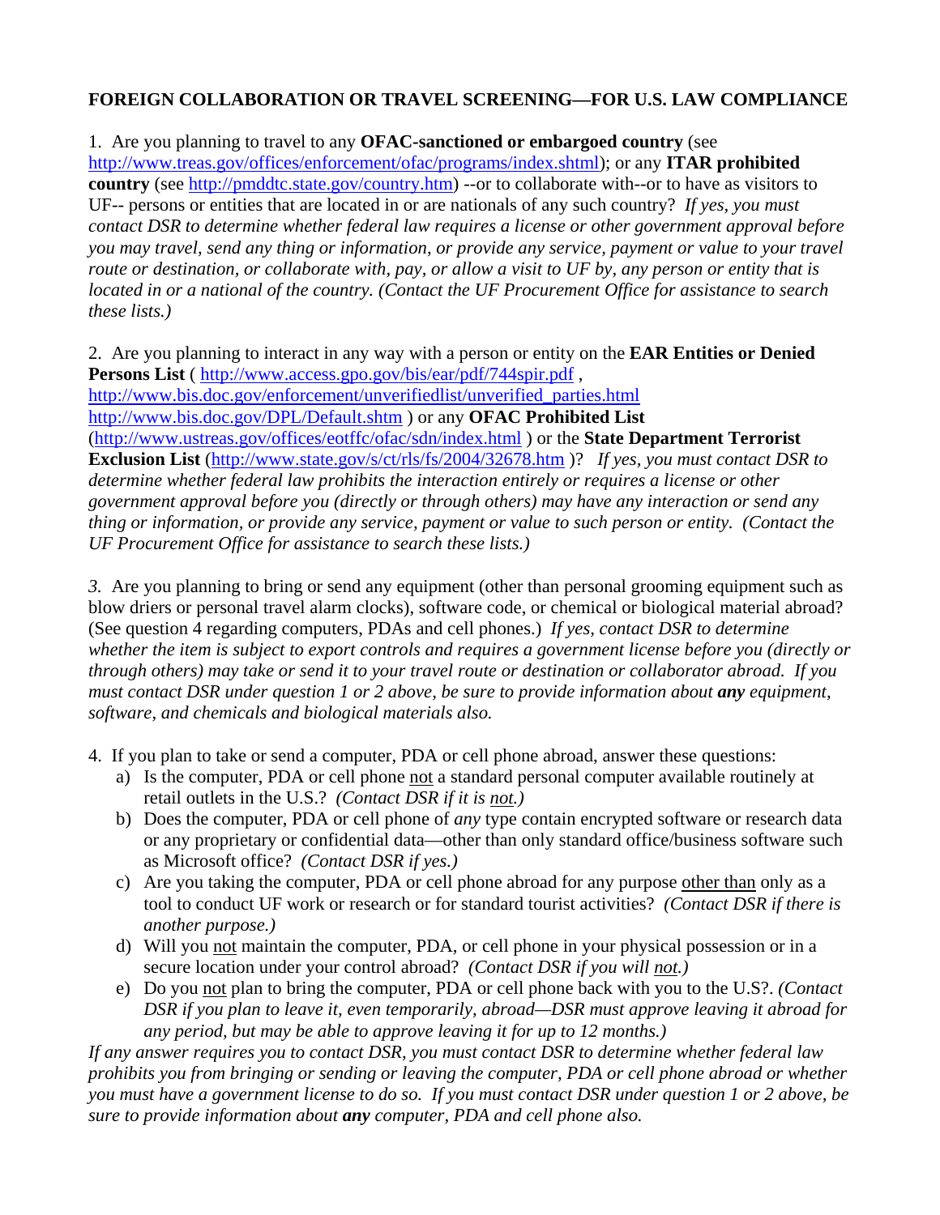**FOREIGN COLLABORATION OR TRAVEL SCREENING—FOR U.S. LAW COMPLIANCE**

1. Are you planning to travel to any **OFAC-sanctioned or embargoed country** (see http://www.treas.gov/offices/enforcement/ofac/programs/index.shtml); or any **ITAR prohibited country** (see http://pmddtc.state.gov/country.htm) --or to collaborate with--or to have as visitors to UF-- persons or entities that are located in or are nationals of any such country? *If yes, you must contact DSR to determine whether federal law requires a license or other government approval before you may travel, send any thing or information, or provide any service, payment or value to your travel route or destination, or collaborate with, pay, or allow a visit to UF by, any person or entity that is located in or a national of the country. (Contact the UF Procurement Office for assistance to search these lists.)*

2. Are you planning to interact in any way with a person or entity on the **EAR Entities or Denied Persons List** ( http://www.access.gpo.gov/bis/ear/pdf/744spir.pdf , http://www.bis.doc.gov/enforcement/unverifiedlist/unverified_parties.html http://www.bis.doc.gov/DPL/Default.shtm ) or any **OFAC Prohibited List** (http://www.ustreas.gov/offices/eotffc/ofac/sdn/index.html ) or the **State Department Terrorist Exclusion List** (http://www.state.gov/s/ct/rls/fs/2004/32678.htm )? *If yes, you must contact DSR to determine whether federal law prohibits the interaction entirely or requires a license or other government approval before you (directly or through others) may have any interaction or send any thing or information, or provide any service, payment or value to such person or entity. (Contact the UF Procurement Office for assistance to search these lists.)*

*3.* Are you planning to bring or send any equipment (other than personal grooming equipment such as blow driers or personal travel alarm clocks), software code, or chemical or biological material abroad? (See question 4 regarding computers, PDAs and cell phones.) *If yes, contact DSR to determine whether the item is subject to export controls and requires a government license before you (directly or through others) may take or send it to your travel route or destination or collaborator abroad. If you must contact DSR under question 1 or 2 above, be sure to provide information about **any** equipment, software, and chemicals and biological materials also.*

4. If you plan to take or send a computer, PDA or cell phone abroad, answer these questions:
   a) Is the computer, PDA or cell phone not a standard personal computer available routinely at retail outlets in the U.S.? *(Contact DSR if it is not.)*
   b) Does the computer, PDA or cell phone of *any* type contain encrypted software or research data or any proprietary or confidential data—other than only standard office/business software such as Microsoft office? *(Contact DSR if yes.)*
   c) Are you taking the computer, PDA or cell phone abroad for any purpose other than only as a tool to conduct UF work or research or for standard tourist activities? *(Contact DSR if there is another purpose.)*
   d) Will you not maintain the computer, PDA, or cell phone in your physical possession or in a secure location under your control abroad? *(Contact DSR if you will not.)*
   e) Do you not plan to bring the computer, PDA or cell phone back with you to the U.S?. *(Contact DSR if you plan to leave it, even temporarily, abroad—DSR must approve leaving it abroad for any period, but may be able to approve leaving it for up to 12 months.)*

*If any answer requires you to contact DSR, you must contact DSR to determine whether federal law prohibits you from bringing or sending or leaving the computer, PDA or cell phone abroad or whether you must have a government license to do so. If you must contact DSR under question 1 or 2 above, be sure to provide information about **any** computer, PDA and cell phone also.*